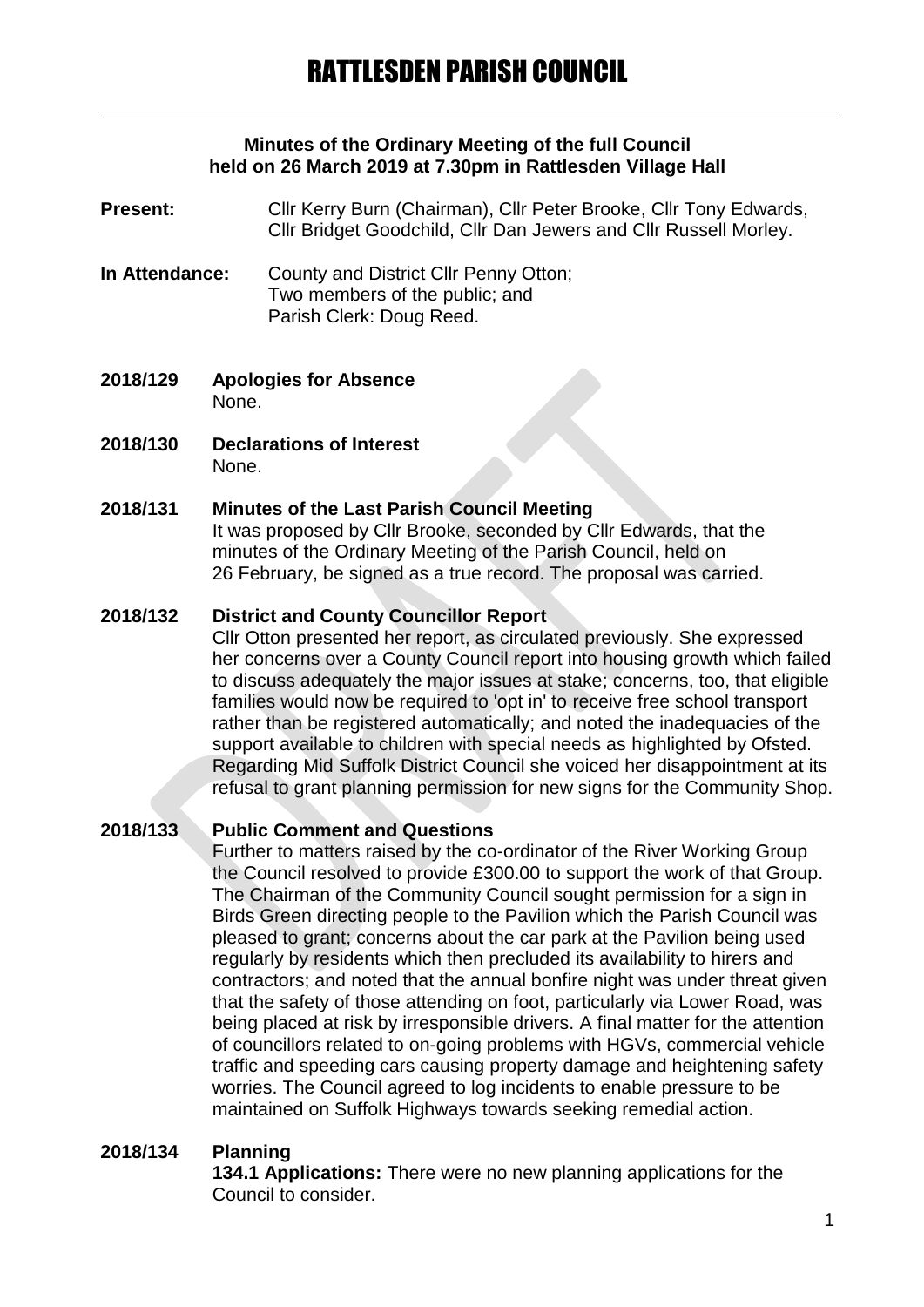# RATTLESDEN PARISH COUNCIL

**Minutes of the Ordinary Meeting of the full Council held on 26 March 2019 at 7.30pm in Rattlesden Village Hall**

**Present:** Cllr Kerry Burn (Chairman), Cllr Peter Brooke, Cllr Tony Edwards, Cllr Bridget Goodchild, Cllr Dan Jewers and Cllr Russell Morley.

**In Attendance:** County and District Cllr Penny Otton; Two members of the public; and Parish Clerk: Doug Reed.

**2018/129 Apologies for Absence**
None.

**2018/130 Declarations of Interest**
None.

**2018/131 Minutes of the Last Parish Council Meeting**
It was proposed by Cllr Brooke, seconded by Cllr Edwards, that the minutes of the Ordinary Meeting of the Parish Council, held on 26 February, be signed as a true record. The proposal was carried.

**2018/132 District and County Councillor Report**
Cllr Otton presented her report, as circulated previously. She expressed her concerns over a County Council report into housing growth which failed to discuss adequately the major issues at stake; concerns, too, that eligible families would now be required to 'opt in' to receive free school transport rather than be registered automatically; and noted the inadequacies of the support available to children with special needs as highlighted by Ofsted. Regarding Mid Suffolk District Council she voiced her disappointment at its refusal to grant planning permission for new signs for the Community Shop.

**2018/133 Public Comment and Questions**
Further to matters raised by the co-ordinator of the River Working Group the Council resolved to provide £300.00 to support the work of that Group. The Chairman of the Community Council sought permission for a sign in Birds Green directing people to the Pavilion which the Parish Council was pleased to grant; concerns about the car park at the Pavilion being used regularly by residents which then precluded its availability to hirers and contractors; and noted that the annual bonfire night was under threat given that the safety of those attending on foot, particularly via Lower Road, was being placed at risk by irresponsible drivers. A final matter for the attention of councillors related to on-going problems with HGVs, commercial vehicle traffic and speeding cars causing property damage and heightening safety worries. The Council agreed to log incidents to enable pressure to be maintained on Suffolk Highways towards seeking remedial action.

**2018/134 Planning**
**134.1 Applications:** There were no new planning applications for the Council to consider.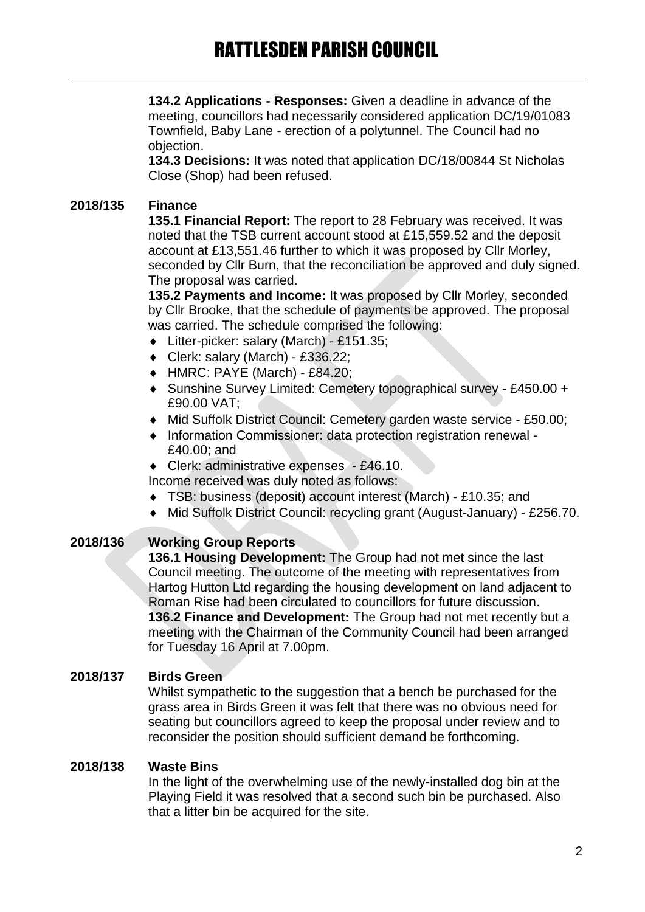**134.2 Applications - Responses:** Given a deadline in advance of the meeting, councillors had necessarily considered application DC/19/01083 Townfield, Baby Lane - erection of a polytunnel. The Council had no objection.

**134.3 Decisions:** It was noted that application DC/18/00844 St Nicholas Close (Shop) had been refused.

## 2018/135 Finance

**135.1 Financial Report:** The report to 28 February was received. It was noted that the TSB current account stood at £15,559.52 and the deposit account at £13,551.46 further to which it was proposed by Cllr Morley, seconded by Cllr Burn, that the reconciliation be approved and duly signed. The proposal was carried.

**135.2 Payments and Income:** It was proposed by Cllr Morley, seconded by Cllr Brooke, that the schedule of payments be approved. The proposal was carried. The schedule comprised the following:

- Litter-picker: salary (March) - £151.35;
- Clerk: salary (March) - £336.22;
- HMRC: PAYE (March) - £84.20;
- Sunshine Survey Limited: Cemetery topographical survey - £450.00 + £90.00 VAT;
- Mid Suffolk District Council: Cemetery garden waste service - £50.00;
- Information Commissioner: data protection registration renewal - £40.00; and
- Clerk: administrative expenses - £46.10.

Income received was duly noted as follows:

- TSB: business (deposit) account interest (March) - £10.35; and
- Mid Suffolk District Council: recycling grant (August-January) - £256.70.

## 2018/136 Working Group Reports

**136.1 Housing Development:** The Group had not met since the last Council meeting. The outcome of the meeting with representatives from Hartog Hutton Ltd regarding the housing development on land adjacent to Roman Rise had been circulated to councillors for future discussion.

**136.2 Finance and Development:** The Group had not met recently but a meeting with the Chairman of the Community Council had been arranged for Tuesday 16 April at 7.00pm.

## 2018/137 Birds Green

Whilst sympathetic to the suggestion that a bench be purchased for the grass area in Birds Green it was felt that there was no obvious need for seating but councillors agreed to keep the proposal under review and to reconsider the position should sufficient demand be forthcoming.

## 2018/138 Waste Bins

In the light of the overwhelming use of the newly-installed dog bin at the Playing Field it was resolved that a second such bin be purchased. Also that a litter bin be acquired for the site.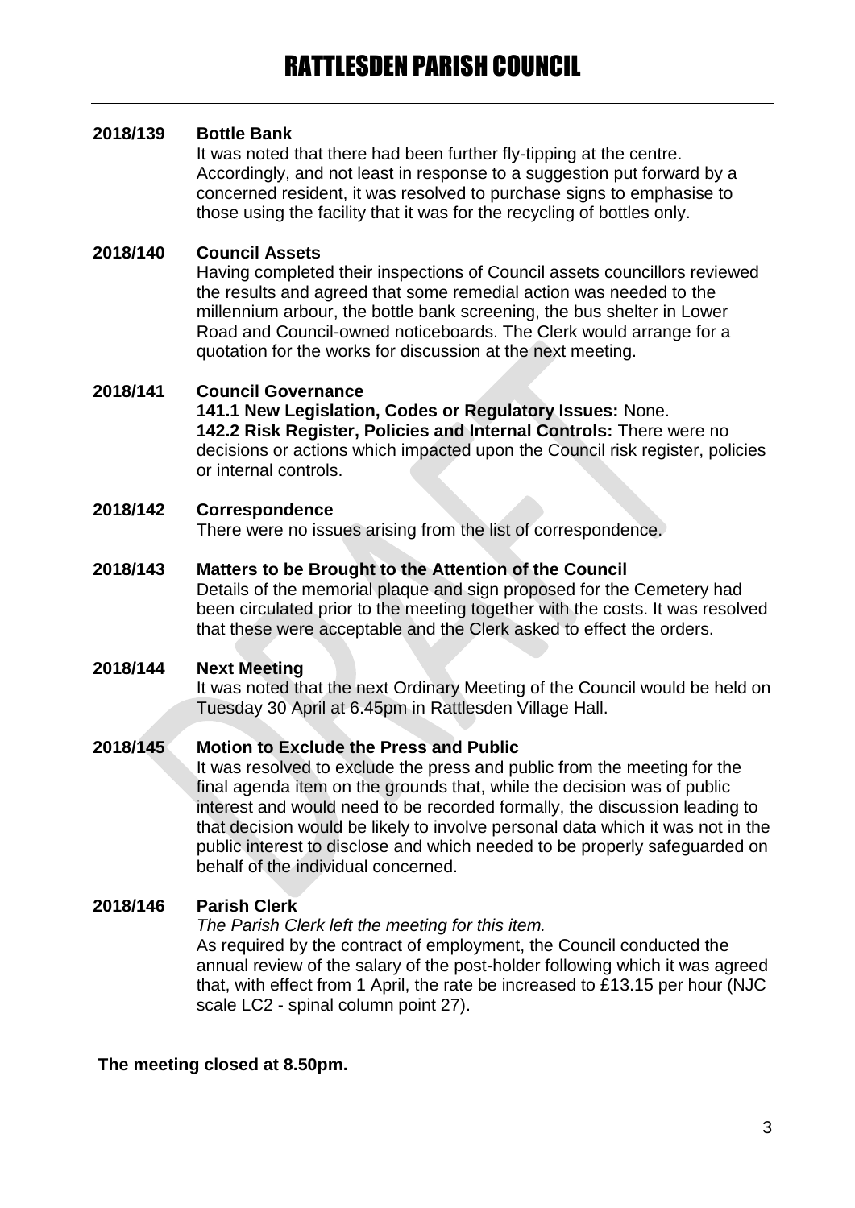# RATTLESDEN PARISH COUNCIL

**2018/139 Bottle Bank**

It was noted that there had been further fly-tipping at the centre. Accordingly, and not least in response to a suggestion put forward by a concerned resident, it was resolved to purchase signs to emphasise to those using the facility that it was for the recycling of bottles only.

**2018/140 Council Assets**

Having completed their inspections of Council assets councillors reviewed the results and agreed that some remedial action was needed to the millennium arbour, the bottle bank screening, the bus shelter in Lower Road and Council-owned noticeboards. The Clerk would arrange for a quotation for the works for discussion at the next meeting.

**2018/141 Council Governance**

**141.1 New Legislation, Codes or Regulatory Issues:** None.
**142.2 Risk Register, Policies and Internal Controls:** There were no decisions or actions which impacted upon the Council risk register, policies or internal controls.

**2018/142 Correspondence**

There were no issues arising from the list of correspondence.

**2018/143 Matters to be Brought to the Attention of the Council**

Details of the memorial plaque and sign proposed for the Cemetery had been circulated prior to the meeting together with the costs. It was resolved that these were acceptable and the Clerk asked to effect the orders.

**2018/144 Next Meeting**

It was noted that the next Ordinary Meeting of the Council would be held on Tuesday 30 April at 6.45pm in Rattlesden Village Hall.

**2018/145 Motion to Exclude the Press and Public**

It was resolved to exclude the press and public from the meeting for the final agenda item on the grounds that, while the decision was of public interest and would need to be recorded formally, the discussion leading to that decision would be likely to involve personal data which it was not in the public interest to disclose and which needed to be properly safeguarded on behalf of the individual concerned.

**2018/146 Parish Clerk**

*The Parish Clerk left the meeting for this item.*

As required by the contract of employment, the Council conducted the annual review of the salary of the post-holder following which it was agreed that, with effect from 1 April, the rate be increased to £13.15 per hour (NJC scale LC2 - spinal column point 27).

**The meeting closed at 8.50pm.**